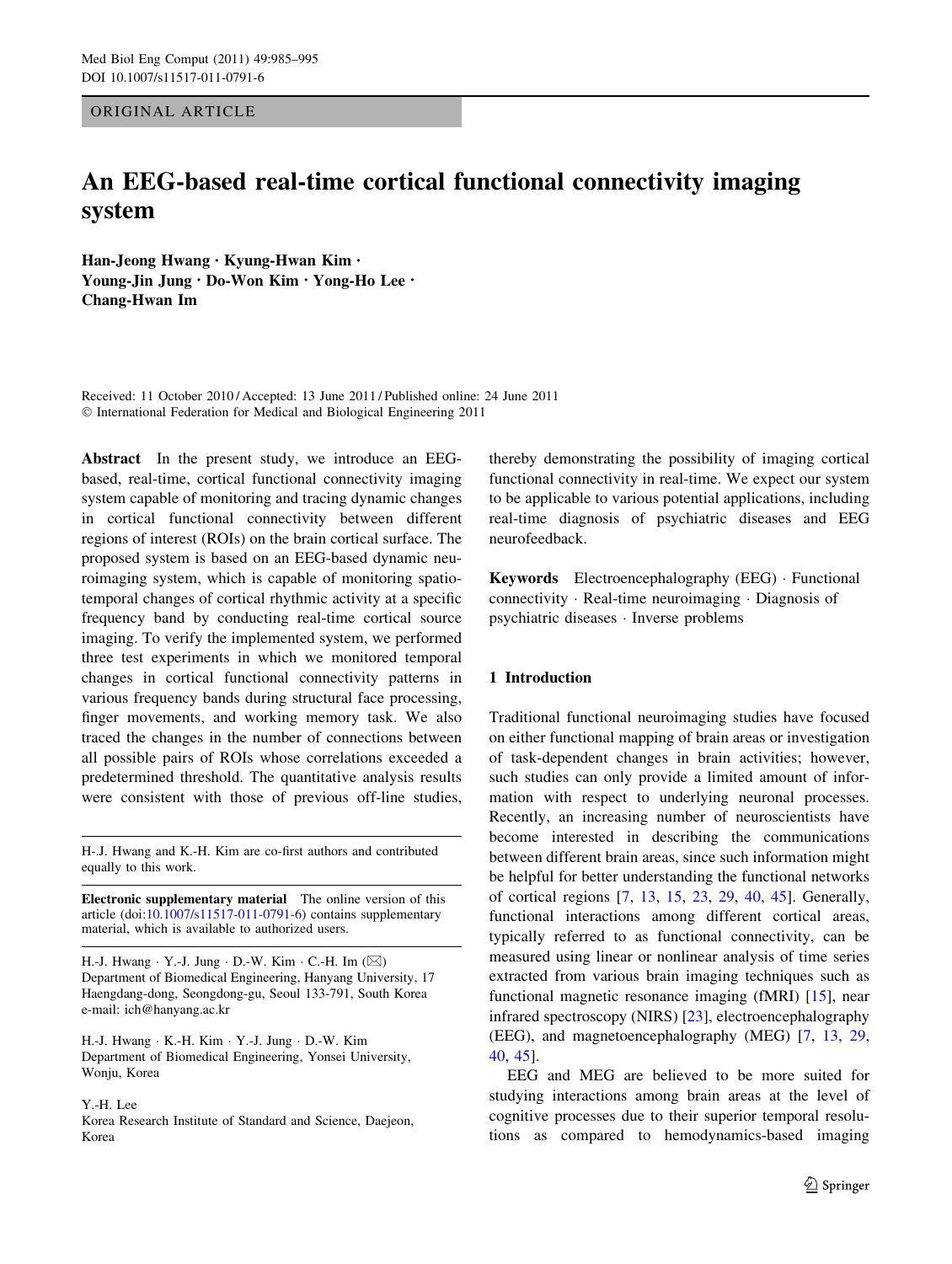ORIGINAL ARTICLE

# An EEG-based real-time cortical functional connectivity imaging system

**Han-Jeong Hwang · Kyung-Hwan Kim · Young-Jin Jung · Do-Won Kim · Yong-Ho Lee · Chang-Hwan Im**

Received: 11 October 2010 / Accepted: 13 June 2011 / Published online: 24 June 2011
© International Federation for Medical and Biological Engineering 2011

**Abstract** In the present study, we introduce an EEG-based, real-time, cortical functional connectivity imaging system capable of monitoring and tracing dynamic changes in cortical functional connectivity between different regions of interest (ROIs) on the brain cortical surface. The proposed system is based on an EEG-based dynamic neuroimaging system, which is capable of monitoring spatiotemporal changes of cortical rhythmic activity at a specific frequency band by conducting real-time cortical source imaging. To verify the implemented system, we performed three test experiments in which we monitored temporal changes in cortical functional connectivity patterns in various frequency bands during structural face processing, finger movements, and working memory task. We also traced the changes in the number of connections between all possible pairs of ROIs whose correlations exceeded a predetermined threshold. The quantitative analysis results were consistent with those of previous off-line studies, thereby demonstrating the possibility of imaging cortical functional connectivity in real-time. We expect our system to be applicable to various potential applications, including real-time diagnosis of psychiatric diseases and EEG neurofeedback.

**Keywords** Electroencephalography (EEG) · Functional connectivity · Real-time neuroimaging · Diagnosis of psychiatric diseases · Inverse problems

H.-J. Hwang and K.-H. Kim are co-first authors and contributed equally to this work.

**Electronic supplementary material** The online version of this article (doi:10.1007/s11517-011-0791-6) contains supplementary material, which is available to authorized users.

H.-J. Hwang · Y.-J. Jung · D.-W. Kim · C.-H. Im (✉)
Department of Biomedical Engineering, Hanyang University, 17 Haengdang-dong, Seongdong-gu, Seoul 133-791, South Korea
e-mail: ich@hanyang.ac.kr

H.-J. Hwang · K.-H. Kim · Y.-J. Jung · D.-W. Kim
Department of Biomedical Engineering, Yonsei University, Wonju, Korea

Y.-H. Lee
Korea Research Institute of Standard and Science, Daejeon, Korea

## 1 Introduction

Traditional functional neuroimaging studies have focused on either functional mapping of brain areas or investigation of task-dependent changes in brain activities; however, such studies can only provide a limited amount of information with respect to underlying neuronal processes. Recently, an increasing number of neuroscientists have become interested in describing the communications between different brain areas, since such information might be helpful for better understanding the functional networks of cortical regions [7, 13, 15, 23, 29, 40, 45]. Generally, functional interactions among different cortical areas, typically referred to as functional connectivity, can be measured using linear or nonlinear analysis of time series extracted from various brain imaging techniques such as functional magnetic resonance imaging (fMRI) [15], near infrared spectroscopy (NIRS) [23], electroencephalography (EEG), and magnetoencephalography (MEG) [7, 13, 29, 40, 45].

EEG and MEG are believed to be more suited for studying interactions among brain areas at the level of cognitive processes due to their superior temporal resolutions as compared to hemodynamics-based imaging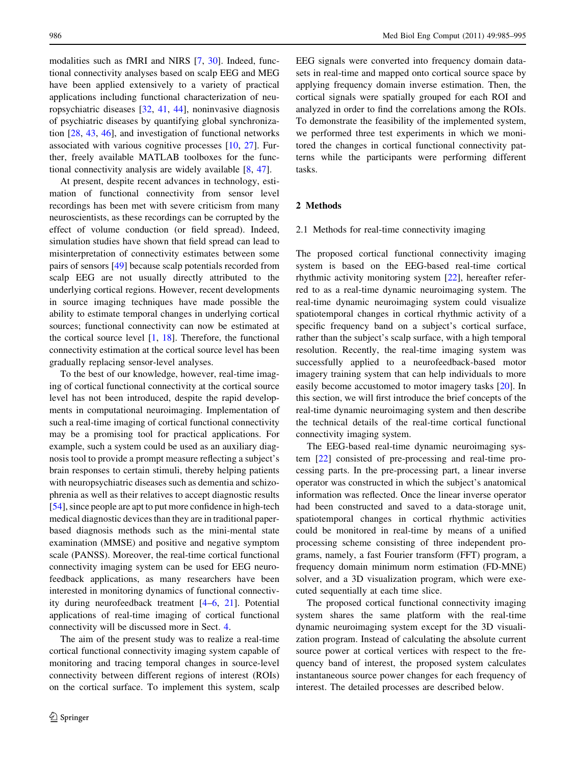modalities such as fMRI and NIRS [7, 30]. Indeed, functional connectivity analyses based on scalp EEG and MEG have been applied extensively to a variety of practical applications including functional characterization of neuropsychiatric diseases [32, 41, 44], noninvasive diagnosis of psychiatric diseases by quantifying global synchronization [28, 43, 46], and investigation of functional networks associated with various cognitive processes [10, 27]. Further, freely available MATLAB toolboxes for the functional connectivity analysis are widely available [8, 47].

At present, despite recent advances in technology, estimation of functional connectivity from sensor level recordings has been met with severe criticism from many neuroscientists, as these recordings can be corrupted by the effect of volume conduction (or field spread). Indeed, simulation studies have shown that field spread can lead to misinterpretation of connectivity estimates between some pairs of sensors [49] because scalp potentials recorded from scalp EEG are not usually directly attributed to the underlying cortical regions. However, recent developments in source imaging techniques have made possible the ability to estimate temporal changes in underlying cortical sources; functional connectivity can now be estimated at the cortical source level [1, 18]. Therefore, the functional connectivity estimation at the cortical source level has been gradually replacing sensor-level analyses.

To the best of our knowledge, however, real-time imaging of cortical functional connectivity at the cortical source level has not been introduced, despite the rapid developments in computational neuroimaging. Implementation of such a real-time imaging of cortical functional connectivity may be a promising tool for practical applications. For example, such a system could be used as an auxiliary diagnosis tool to provide a prompt measure reflecting a subject's brain responses to certain stimuli, thereby helping patients with neuropsychiatric diseases such as dementia and schizophrenia as well as their relatives to accept diagnostic results [54], since people are apt to put more confidence in high-tech medical diagnostic devices than they are in traditional paper-based diagnosis methods such as the mini-mental state examination (MMSE) and positive and negative symptom scale (PANSS). Moreover, the real-time cortical functional connectivity imaging system can be used for EEG neurofeedback applications, as many researchers have been interested in monitoring dynamics of functional connectivity during neurofeedback treatment [4–6, 21]. Potential applications of real-time imaging of cortical functional connectivity will be discussed more in Sect. 4.

The aim of the present study was to realize a real-time cortical functional connectivity imaging system capable of monitoring and tracing temporal changes in source-level connectivity between different regions of interest (ROIs) on the cortical surface. To implement this system, scalp EEG signals were converted into frequency domain datasets in real-time and mapped onto cortical source space by applying frequency domain inverse estimation. Then, the cortical signals were spatially grouped for each ROI and analyzed in order to find the correlations among the ROIs. To demonstrate the feasibility of the implemented system, we performed three test experiments in which we monitored the changes in cortical functional connectivity patterns while the participants were performing different tasks.

## 2 Methods

### 2.1 Methods for real-time connectivity imaging

The proposed cortical functional connectivity imaging system is based on the EEG-based real-time cortical rhythmic activity monitoring system [22], hereafter referred to as a real-time dynamic neuroimaging system. The real-time dynamic neuroimaging system could visualize spatiotemporal changes in cortical rhythmic activity of a specific frequency band on a subject's cortical surface, rather than the subject's scalp surface, with a high temporal resolution. Recently, the real-time imaging system was successfully applied to a neurofeedback-based motor imagery training system that can help individuals to more easily become accustomed to motor imagery tasks [20]. In this section, we will first introduce the brief concepts of the real-time dynamic neuroimaging system and then describe the technical details of the real-time cortical functional connectivity imaging system.

The EEG-based real-time dynamic neuroimaging system [22] consisted of pre-processing and real-time processing parts. In the pre-processing part, a linear inverse operator was constructed in which the subject's anatomical information was reflected. Once the linear inverse operator had been constructed and saved to a data-storage unit, spatiotemporal changes in cortical rhythmic activities could be monitored in real-time by means of a unified processing scheme consisting of three independent programs, namely, a fast Fourier transform (FFT) program, a frequency domain minimum norm estimation (FD-MNE) solver, and a 3D visualization program, which were executed sequentially at each time slice.

The proposed cortical functional connectivity imaging system shares the same platform with the real-time dynamic neuroimaging system except for the 3D visualization program. Instead of calculating the absolute current source power at cortical vertices with respect to the frequency band of interest, the proposed system calculates instantaneous source power changes for each frequency of interest. The detailed processes are described below.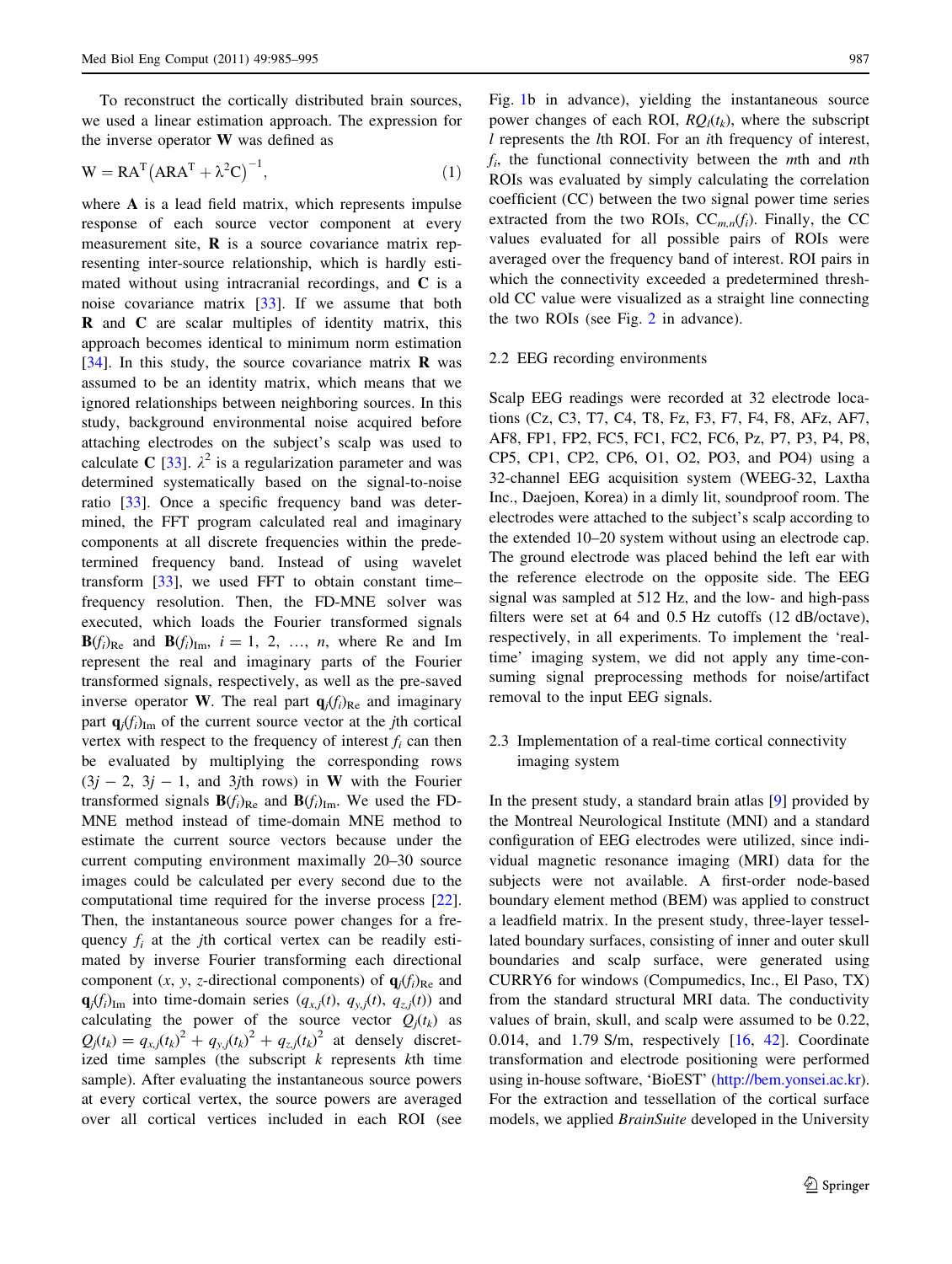To reconstruct the cortically distributed brain sources, we used a linear estimation approach. The expression for the inverse operator **W** was defined as

$$\mathrm{W} = \mathrm{RA}^{\mathrm{T}}\left(\mathrm{ARA}^{\mathrm{T}} + \lambda^2\mathrm{C}\right)^{-1}, \quad (1)$$

where **A** is a lead field matrix, which represents impulse response of each source vector component at every measurement site, **R** is a source covariance matrix representing inter-source relationship, which is hardly estimated without using intracranial recordings, and **C** is a noise covariance matrix [33]. If we assume that both **R** and **C** are scalar multiples of identity matrix, this approach becomes identical to minimum norm estimation [34]. In this study, the source covariance matrix **R** was assumed to be an identity matrix, which means that we ignored relationships between neighboring sources. In this study, background environmental noise acquired before attaching electrodes on the subject's scalp was used to calculate **C** [33]. $\lambda^2$ is a regularization parameter and was determined systematically based on the signal-to-noise ratio [33]. Once a specific frequency band was determined, the FFT program calculated real and imaginary components at all discrete frequencies within the predetermined frequency band. Instead of using wavelet transform [33], we used FFT to obtain constant time–frequency resolution. Then, the FD-MNE solver was executed, which loads the Fourier transformed signals $\mathbf{B}(f_i)_{\mathrm{Re}}$ and $\mathbf{B}(f_i)_{\mathrm{Im}}$, $i = 1, 2, \ldots, n$, where Re and Im represent the real and imaginary parts of the Fourier transformed signals, respectively, as well as the pre-saved inverse operator **W**. The real part $\mathbf{q}_j(f_i)_{\mathrm{Re}}$ and imaginary part $\mathbf{q}_j(f_i)_{\mathrm{Im}}$ of the current source vector at the *j*th cortical vertex with respect to the frequency of interest $f_i$ can then be evaluated by multiplying the corresponding rows ($3j - 2$, $3j - 1$, and $3j$th rows) in **W** with the Fourier transformed signals $\mathbf{B}(f_i)_{\mathrm{Re}}$ and $\mathbf{B}(f_i)_{\mathrm{Im}}$. We used the FD-MNE method instead of time-domain MNE method to estimate the current source vectors because under the current computing environment maximally 20–30 source images could be calculated per every second due to the computational time required for the inverse process [22]. Then, the instantaneous source power changes for a frequency $f_i$ at the *j*th cortical vertex can be readily estimated by inverse Fourier transforming each directional component (*x*, *y*, *z*-directional components) of $\mathbf{q}_j(f_i)_{\mathrm{Re}}$ and $\mathbf{q}_j(f_i)_{\mathrm{Im}}$ into time-domain series ($q_{x,j}(t)$, $q_{y,j}(t)$, $q_{z,j}(t)$) and calculating the power of the source vector $Q_j(t_k)$ as $Q_j(t_k) = q_{x,j}(t_k)^2 + q_{y,j}(t_k)^2 + q_{z,j}(t_k)^2$ at densely discretized time samples (the subscript *k* represents *k*th time sample). After evaluating the instantaneous source powers at every cortical vertex, the source powers are averaged over all cortical vertices included in each ROI (see Fig. 1b in advance), yielding the instantaneous source power changes of each ROI, $RQ_l(t_k)$, where the subscript *l* represents the *l*th ROI. For an *i*th frequency of interest, $f_i$, the functional connectivity between the *m*th and *n*th ROIs was evaluated by simply calculating the correlation coefficient (CC) between the two signal power time series extracted from the two ROIs, $\mathrm{CC}_{m,n}(f_i)$. Finally, the CC values evaluated for all possible pairs of ROIs were averaged over the frequency band of interest. ROI pairs in which the connectivity exceeded a predetermined threshold CC value were visualized as a straight line connecting the two ROIs (see Fig. 2 in advance).

### 2.2 EEG recording environments

Scalp EEG readings were recorded at 32 electrode locations (Cz, C3, T7, C4, T8, Fz, F3, F7, F4, F8, AFz, AF7, AF8, FP1, FP2, FC5, FC1, FC2, FC6, Pz, P7, P3, P4, P8, CP5, CP1, CP2, CP6, O1, O2, PO3, and PO4) using a 32-channel EEG acquisition system (WEEG-32, Laxtha Inc., Daejoen, Korea) in a dimly lit, soundproof room. The electrodes were attached to the subject's scalp according to the extended 10–20 system without using an electrode cap. The ground electrode was placed behind the left ear with the reference electrode on the opposite side. The EEG signal was sampled at 512 Hz, and the low- and high-pass filters were set at 64 and 0.5 Hz cutoffs (12 dB/octave), respectively, in all experiments. To implement the 'real-time' imaging system, we did not apply any time-consuming signal preprocessing methods for noise/artifact removal to the input EEG signals.

### 2.3 Implementation of a real-time cortical connectivity imaging system

In the present study, a standard brain atlas [9] provided by the Montreal Neurological Institute (MNI) and a standard configuration of EEG electrodes were utilized, since individual magnetic resonance imaging (MRI) data for the subjects were not available. A first-order node-based boundary element method (BEM) was applied to construct a leadfield matrix. In the present study, three-layer tessellated boundary surfaces, consisting of inner and outer skull boundaries and scalp surface, were generated using CURRY6 for windows (Compumedics, Inc., El Paso, TX) from the standard structural MRI data. The conductivity values of brain, skull, and scalp were assumed to be 0.22, 0.014, and 1.79 S/m, respectively [16, 42]. Coordinate transformation and electrode positioning were performed using in-house software, 'BioEST' (http://bem.yonsei.ac.kr). For the extraction and tessellation of the cortical surface models, we applied *BrainSuite* developed in the University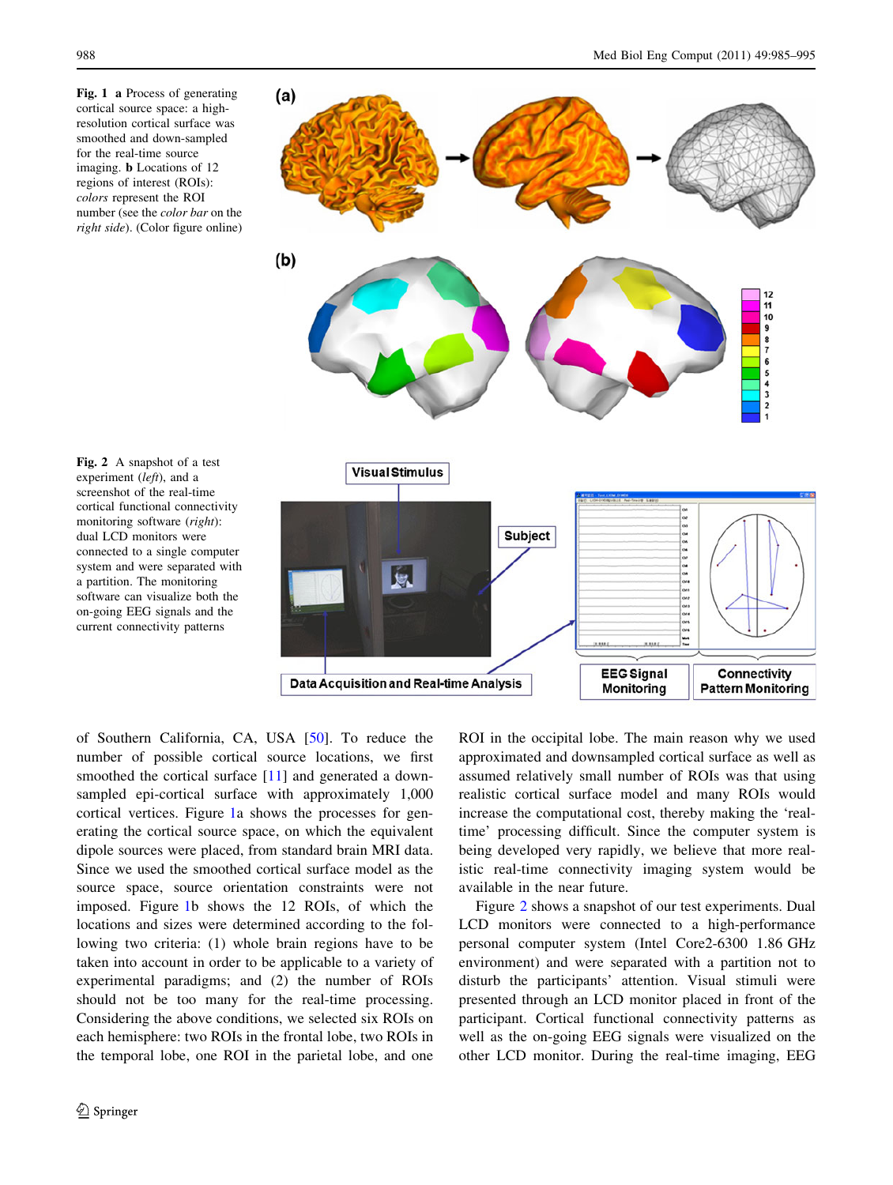**Fig. 1** **a** Process of generating cortical source space: a high-resolution cortical surface was smoothed and down-sampled for the real-time source imaging. **b** Locations of 12 regions of interest (ROIs): *colors* represent the ROI number (see the *color bar* on the *right side*). (Color figure online)

**Fig. 2** A snapshot of a test experiment (*left*), and a screenshot of the real-time cortical functional connectivity monitoring software (*right*): dual LCD monitors were connected to a single computer system and were separated with a partition. The monitoring software can visualize both the on-going EEG signals and the current connectivity patterns

of Southern California, CA, USA [50]. To reduce the number of possible cortical source locations, we first smoothed the cortical surface [11] and generated a down-sampled epi-cortical surface with approximately 1,000 cortical vertices. Figure 1a shows the processes for generating the cortical source space, on which the equivalent dipole sources were placed, from standard brain MRI data. Since we used the smoothed cortical surface model as the source space, source orientation constraints were not imposed. Figure 1b shows the 12 ROIs, of which the locations and sizes were determined according to the following two criteria: (1) whole brain regions have to be taken into account in order to be applicable to a variety of experimental paradigms; and (2) the number of ROIs should not be too many for the real-time processing. Considering the above conditions, we selected six ROIs on each hemisphere: two ROIs in the frontal lobe, two ROIs in the temporal lobe, one ROI in the parietal lobe, and one ROI in the occipital lobe. The main reason why we used approximated and downsampled cortical surface as well as assumed relatively small number of ROIs was that using realistic cortical surface model and many ROIs would increase the computational cost, thereby making the 'real-time' processing difficult. Since the computer system is being developed very rapidly, we believe that more realistic real-time connectivity imaging system would be available in the near future.

Figure 2 shows a snapshot of our test experiments. Dual LCD monitors were connected to a high-performance personal computer system (Intel Core2-6300 1.86 GHz environment) and were separated with a partition not to disturb the participants' attention. Visual stimuli were presented through an LCD monitor placed in front of the participant. Cortical functional connectivity patterns as well as the on-going EEG signals were visualized on the other LCD monitor. During the real-time imaging, EEG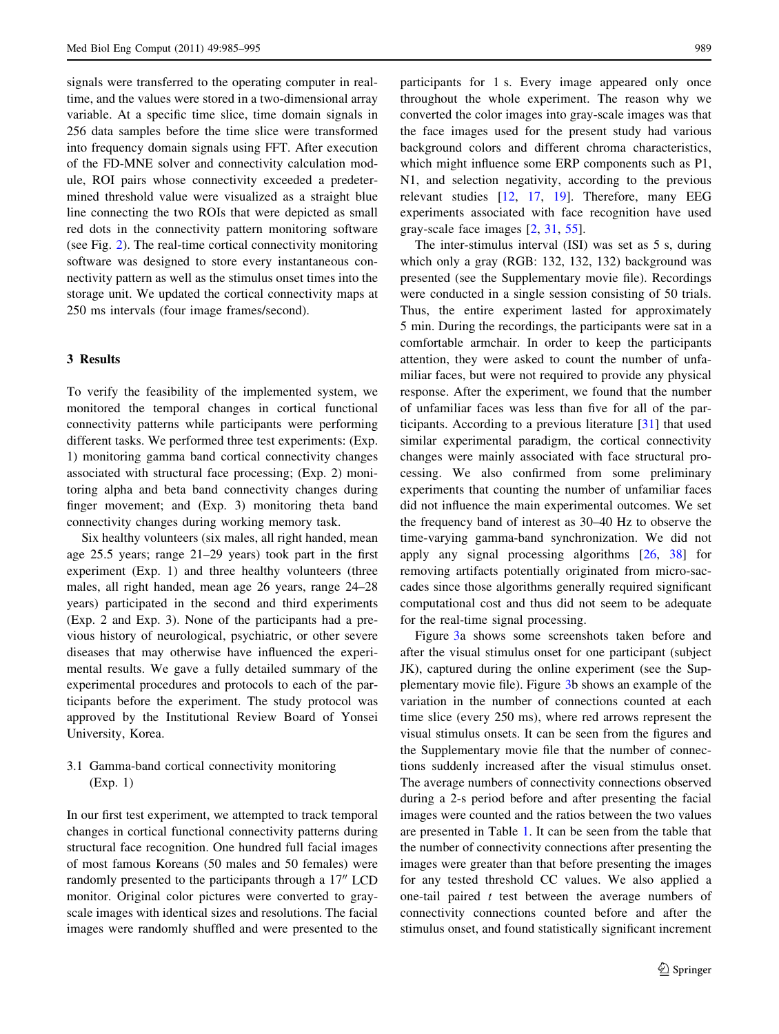signals were transferred to the operating computer in real-time, and the values were stored in a two-dimensional array variable. At a specific time slice, time domain signals in 256 data samples before the time slice were transformed into frequency domain signals using FFT. After execution of the FD-MNE solver and connectivity calculation module, ROI pairs whose connectivity exceeded a predetermined threshold value were visualized as a straight blue line connecting the two ROIs that were depicted as small red dots in the connectivity pattern monitoring software (see Fig. 2). The real-time cortical connectivity monitoring software was designed to store every instantaneous connectivity pattern as well as the stimulus onset times into the storage unit. We updated the cortical connectivity maps at 250 ms intervals (four image frames/second).

## 3 Results

To verify the feasibility of the implemented system, we monitored the temporal changes in cortical functional connectivity patterns while participants were performing different tasks. We performed three test experiments: (Exp. 1) monitoring gamma band cortical connectivity changes associated with structural face processing; (Exp. 2) monitoring alpha and beta band connectivity changes during finger movement; and (Exp. 3) monitoring theta band connectivity changes during working memory task.

Six healthy volunteers (six males, all right handed, mean age 25.5 years; range 21–29 years) took part in the first experiment (Exp. 1) and three healthy volunteers (three males, all right handed, mean age 26 years, range 24–28 years) participated in the second and third experiments (Exp. 2 and Exp. 3). None of the participants had a previous history of neurological, psychiatric, or other severe diseases that may otherwise have influenced the experimental results. We gave a fully detailed summary of the experimental procedures and protocols to each of the participants before the experiment. The study protocol was approved by the Institutional Review Board of Yonsei University, Korea.

### 3.1 Gamma-band cortical connectivity monitoring (Exp. 1)

In our first test experiment, we attempted to track temporal changes in cortical functional connectivity patterns during structural face recognition. One hundred full facial images of most famous Koreans (50 males and 50 females) were randomly presented to the participants through a 17″ LCD monitor. Original color pictures were converted to gray-scale images with identical sizes and resolutions. The facial images were randomly shuffled and were presented to the participants for 1 s. Every image appeared only once throughout the whole experiment. The reason why we converted the color images into gray-scale images was that the face images used for the present study had various background colors and different chroma characteristics, which might influence some ERP components such as P1, N1, and selection negativity, according to the previous relevant studies [12, 17, 19]. Therefore, many EEG experiments associated with face recognition have used gray-scale face images [2, 31, 55].

The inter-stimulus interval (ISI) was set as 5 s, during which only a gray (RGB: 132, 132, 132) background was presented (see the Supplementary movie file). Recordings were conducted in a single session consisting of 50 trials. Thus, the entire experiment lasted for approximately 5 min. During the recordings, the participants were sat in a comfortable armchair. In order to keep the participants attention, they were asked to count the number of unfamiliar faces, but were not required to provide any physical response. After the experiment, we found that the number of unfamiliar faces was less than five for all of the participants. According to a previous literature [31] that used similar experimental paradigm, the cortical connectivity changes were mainly associated with face structural processing. We also confirmed from some preliminary experiments that counting the number of unfamiliar faces did not influence the main experimental outcomes. We set the frequency band of interest as 30–40 Hz to observe the time-varying gamma-band synchronization. We did not apply any signal processing algorithms [26, 38] for removing artifacts potentially originated from micro-saccades since those algorithms generally required significant computational cost and thus did not seem to be adequate for the real-time signal processing.

Figure 3a shows some screenshots taken before and after the visual stimulus onset for one participant (subject JK), captured during the online experiment (see the Supplementary movie file). Figure 3b shows an example of the variation in the number of connections counted at each time slice (every 250 ms), where red arrows represent the visual stimulus onsets. It can be seen from the figures and the Supplementary movie file that the number of connections suddenly increased after the visual stimulus onset. The average numbers of connectivity connections observed during a 2-s period before and after presenting the facial images were counted and the ratios between the two values are presented in Table 1. It can be seen from the table that the number of connectivity connections after presenting the images were greater than that before presenting the images for any tested threshold CC values. We also applied a one-tail paired *t* test between the average numbers of connectivity connections counted before and after the stimulus onset, and found statistically significant increment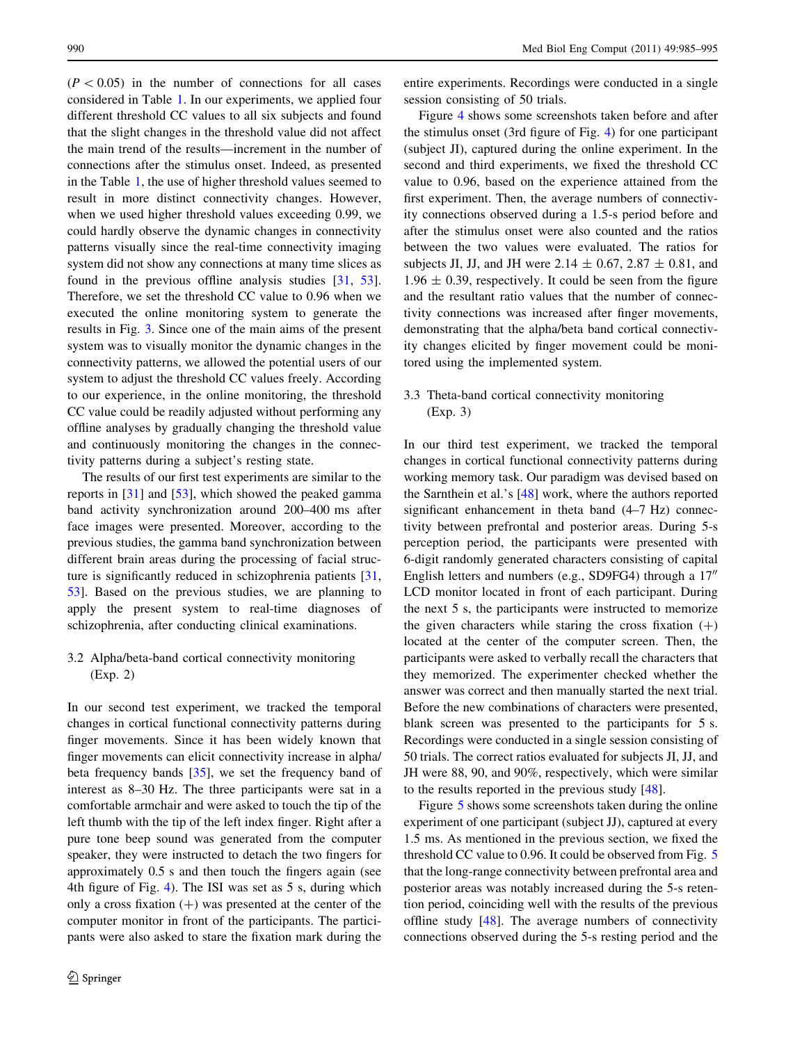($P < 0.05$) in the number of connections for all cases considered in Table 1. In our experiments, we applied four different threshold CC values to all six subjects and found that the slight changes in the threshold value did not affect the main trend of the results—increment in the number of connections after the stimulus onset. Indeed, as presented in the Table 1, the use of higher threshold values seemed to result in more distinct connectivity changes. However, when we used higher threshold values exceeding 0.99, we could hardly observe the dynamic changes in connectivity patterns visually since the real-time connectivity imaging system did not show any connections at many time slices as found in the previous offline analysis studies [31, 53]. Therefore, we set the threshold CC value to 0.96 when we executed the online monitoring system to generate the results in Fig. 3. Since one of the main aims of the present system was to visually monitor the dynamic changes in the connectivity patterns, we allowed the potential users of our system to adjust the threshold CC values freely. According to our experience, in the online monitoring, the threshold CC value could be readily adjusted without performing any offline analyses by gradually changing the threshold value and continuously monitoring the changes in the connectivity patterns during a subject's resting state.

The results of our first test experiments are similar to the reports in [31] and [53], which showed the peaked gamma band activity synchronization around 200–400 ms after face images were presented. Moreover, according to the previous studies, the gamma band synchronization between different brain areas during the processing of facial structure is significantly reduced in schizophrenia patients [31, 53]. Based on the previous studies, we are planning to apply the present system to real-time diagnoses of schizophrenia, after conducting clinical examinations.

### 3.2 Alpha/beta-band cortical connectivity monitoring (Exp. 2)

In our second test experiment, we tracked the temporal changes in cortical functional connectivity patterns during finger movements. Since it has been widely known that finger movements can elicit connectivity increase in alpha/beta frequency bands [35], we set the frequency band of interest as 8–30 Hz. The three participants were sat in a comfortable armchair and were asked to touch the tip of the left thumb with the tip of the left index finger. Right after a pure tone beep sound was generated from the computer speaker, they were instructed to detach the two fingers for approximately 0.5 s and then touch the fingers again (see 4th figure of Fig. 4). The ISI was set as 5 s, during which only a cross fixation (+) was presented at the center of the computer monitor in front of the participants. The participants were also asked to stare the fixation mark during the entire experiments. Recordings were conducted in a single session consisting of 50 trials.

Figure 4 shows some screenshots taken before and after the stimulus onset (3rd figure of Fig. 4) for one participant (subject JI), captured during the online experiment. In the second and third experiments, we fixed the threshold CC value to 0.96, based on the experience attained from the first experiment. Then, the average numbers of connectivity connections observed during a 1.5-s period before and after the stimulus onset were also counted and the ratios between the two values were evaluated. The ratios for subjects JI, JJ, and JH were $2.14 \pm 0.67$, $2.87 \pm 0.81$, and $1.96 \pm 0.39$, respectively. It could be seen from the figure and the resultant ratio values that the number of connectivity connections was increased after finger movements, demonstrating that the alpha/beta band cortical connectivity changes elicited by finger movement could be monitored using the implemented system.

### 3.3 Theta-band cortical connectivity monitoring (Exp. 3)

In our third test experiment, we tracked the temporal changes in cortical functional connectivity patterns during working memory task. Our paradigm was devised based on the Sarnthein et al.'s [48] work, where the authors reported significant enhancement in theta band (4–7 Hz) connectivity between prefrontal and posterior areas. During 5-s perception period, the participants were presented with 6-digit randomly generated characters consisting of capital English letters and numbers (e.g., SD9FG4) through a 17″ LCD monitor located in front of each participant. During the next 5 s, the participants were instructed to memorize the given characters while staring the cross fixation (+) located at the center of the computer screen. Then, the participants were asked to verbally recall the characters that they memorized. The experimenter checked whether the answer was correct and then manually started the next trial. Before the new combinations of characters were presented, blank screen was presented to the participants for 5 s. Recordings were conducted in a single session consisting of 50 trials. The correct ratios evaluated for subjects JI, JJ, and JH were 88, 90, and 90%, respectively, which were similar to the results reported in the previous study [48].

Figure 5 shows some screenshots taken during the online experiment of one participant (subject JJ), captured at every 1.5 ms. As mentioned in the previous section, we fixed the threshold CC value to 0.96. It could be observed from Fig. 5 that the long-range connectivity between prefrontal area and posterior areas was notably increased during the 5-s retention period, coinciding well with the results of the previous offline study [48]. The average numbers of connectivity connections observed during the 5-s resting period and the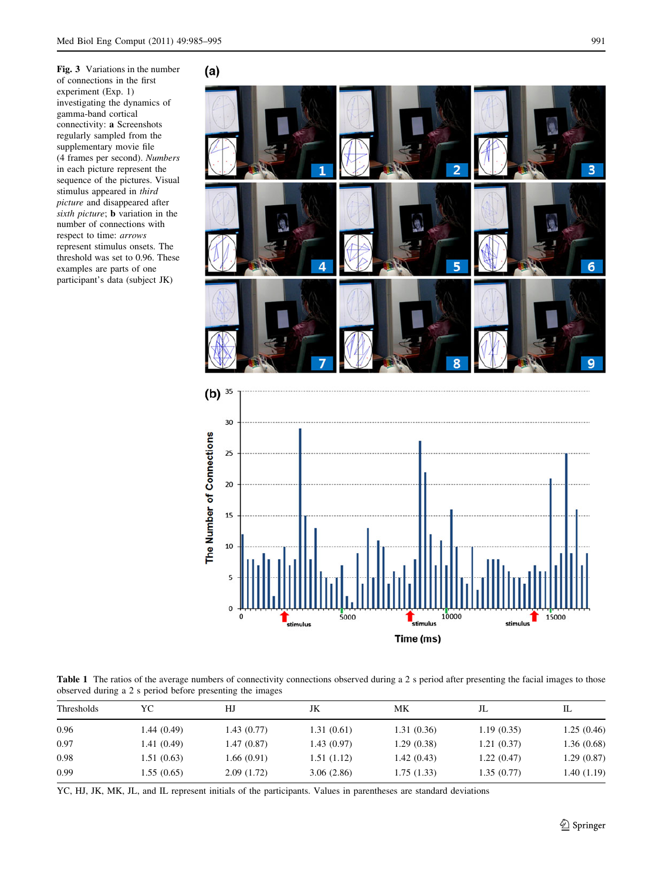**Fig. 3** Variations in the number of connections in the first experiment (Exp. 1) investigating the dynamics of gamma-band cortical connectivity: **a** Screenshots regularly sampled from the supplementary movie file (4 frames per second). *Numbers* in each picture represent the sequence of the pictures. Visual stimulus appeared in *third picture* and disappeared after *sixth picture*; **b** variation in the number of connections with respect to time: *arrows* represent stimulus onsets. The threshold was set to 0.96. These examples are parts of one participant's data (subject JK)

**Table 1** The ratios of the average numbers of connectivity connections observed during a 2 s period after presenting the facial images to those observed during a 2 s period before presenting the images

| Thresholds | YC | HJ | JK | MK | JL | IL |
|---|---|---|---|---|---|---|
| 0.96 | 1.44 (0.49) | 1.43 (0.77) | 1.31 (0.61) | 1.31 (0.36) | 1.19 (0.35) | 1.25 (0.46) |
| 0.97 | 1.41 (0.49) | 1.47 (0.87) | 1.43 (0.97) | 1.29 (0.38) | 1.21 (0.37) | 1.36 (0.68) |
| 0.98 | 1.51 (0.63) | 1.66 (0.91) | 1.51 (1.12) | 1.42 (0.43) | 1.22 (0.47) | 1.29 (0.87) |
| 0.99 | 1.55 (0.65) | 2.09 (1.72) | 3.06 (2.86) | 1.75 (1.33) | 1.35 (0.77) | 1.40 (1.19) |

YC, HJ, JK, MK, JL, and IL represent initials of the participants. Values in parentheses are standard deviations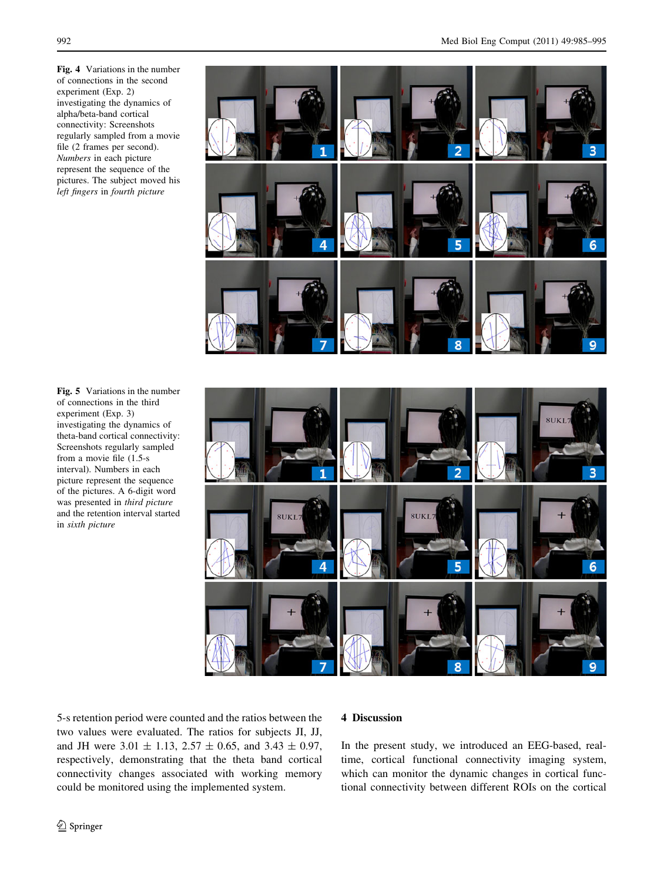**Fig. 4** Variations in the number of connections in the second experiment (Exp. 2) investigating the dynamics of alpha/beta-band cortical connectivity: Screenshots regularly sampled from a movie file (2 frames per second). *Numbers* in each picture represent the sequence of the pictures. The subject moved his *left fingers* in *fourth picture*

**Fig. 5** Variations in the number of connections in the third experiment (Exp. 3) investigating the dynamics of theta-band cortical connectivity: Screenshots regularly sampled from a movie file (1.5-s interval). Numbers in each picture represent the sequence of the pictures. A 6-digit word was presented in *third picture* and the retention interval started in *sixth picture*

5-s retention period were counted and the ratios between the two values were evaluated. The ratios for subjects JI, JJ, and JH were $3.01 \pm 1.13$, $2.57 \pm 0.65$, and $3.43 \pm 0.97$, respectively, demonstrating that the theta band cortical connectivity changes associated with working memory could be monitored using the implemented system.

## 4 Discussion

In the present study, we introduced an EEG-based, real-time, cortical functional connectivity imaging system, which can monitor the dynamic changes in cortical functional connectivity between different ROIs on the cortical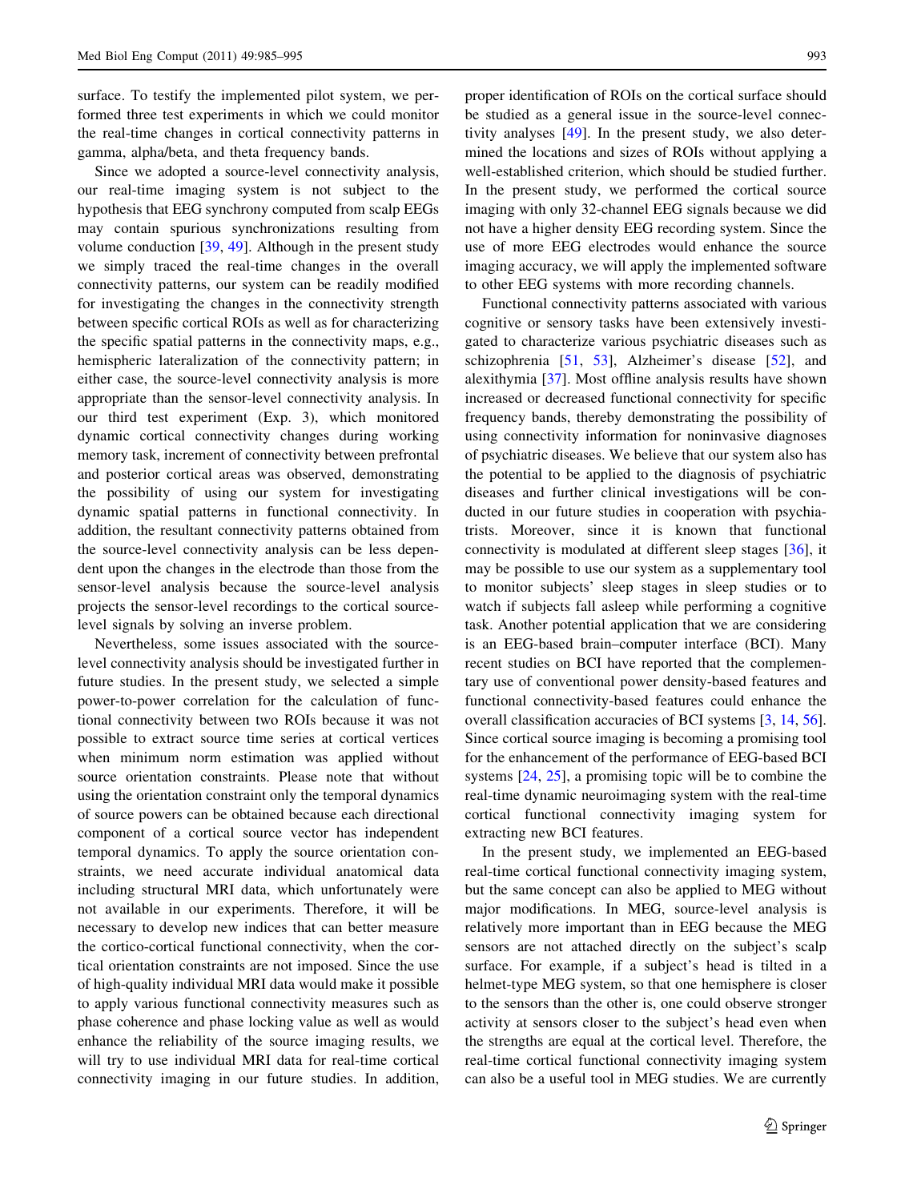surface. To testify the implemented pilot system, we performed three test experiments in which we could monitor the real-time changes in cortical connectivity patterns in gamma, alpha/beta, and theta frequency bands.

Since we adopted a source-level connectivity analysis, our real-time imaging system is not subject to the hypothesis that EEG synchrony computed from scalp EEGs may contain spurious synchronizations resulting from volume conduction [39, 49]. Although in the present study we simply traced the real-time changes in the overall connectivity patterns, our system can be readily modified for investigating the changes in the connectivity strength between specific cortical ROIs as well as for characterizing the specific spatial patterns in the connectivity maps, e.g., hemispheric lateralization of the connectivity pattern; in either case, the source-level connectivity analysis is more appropriate than the sensor-level connectivity analysis. In our third test experiment (Exp. 3), which monitored dynamic cortical connectivity changes during working memory task, increment of connectivity between prefrontal and posterior cortical areas was observed, demonstrating the possibility of using our system for investigating dynamic spatial patterns in functional connectivity. In addition, the resultant connectivity patterns obtained from the source-level connectivity analysis can be less dependent upon the changes in the electrode than those from the sensor-level analysis because the source-level analysis projects the sensor-level recordings to the cortical source-level signals by solving an inverse problem.

Nevertheless, some issues associated with the source-level connectivity analysis should be investigated further in future studies. In the present study, we selected a simple power-to-power correlation for the calculation of functional connectivity between two ROIs because it was not possible to extract source time series at cortical vertices when minimum norm estimation was applied without source orientation constraints. Please note that without using the orientation constraint only the temporal dynamics of source powers can be obtained because each directional component of a cortical source vector has independent temporal dynamics. To apply the source orientation constraints, we need accurate individual anatomical data including structural MRI data, which unfortunately were not available in our experiments. Therefore, it will be necessary to develop new indices that can better measure the cortico-cortical functional connectivity, when the cortical orientation constraints are not imposed. Since the use of high-quality individual MRI data would make it possible to apply various functional connectivity measures such as phase coherence and phase locking value as well as would enhance the reliability of the source imaging results, we will try to use individual MRI data for real-time cortical connectivity imaging in our future studies. In addition, proper identification of ROIs on the cortical surface should be studied as a general issue in the source-level connectivity analyses [49]. In the present study, we also determined the locations and sizes of ROIs without applying a well-established criterion, which should be studied further. In the present study, we performed the cortical source imaging with only 32-channel EEG signals because we did not have a higher density EEG recording system. Since the use of more EEG electrodes would enhance the source imaging accuracy, we will apply the implemented software to other EEG systems with more recording channels.

Functional connectivity patterns associated with various cognitive or sensory tasks have been extensively investigated to characterize various psychiatric diseases such as schizophrenia [51, 53], Alzheimer's disease [52], and alexithymia [37]. Most offline analysis results have shown increased or decreased functional connectivity for specific frequency bands, thereby demonstrating the possibility of using connectivity information for noninvasive diagnoses of psychiatric diseases. We believe that our system also has the potential to be applied to the diagnosis of psychiatric diseases and further clinical investigations will be conducted in our future studies in cooperation with psychiatrists. Moreover, since it is known that functional connectivity is modulated at different sleep stages [36], it may be possible to use our system as a supplementary tool to monitor subjects' sleep stages in sleep studies or to watch if subjects fall asleep while performing a cognitive task. Another potential application that we are considering is an EEG-based brain–computer interface (BCI). Many recent studies on BCI have reported that the complementary use of conventional power density-based features and functional connectivity-based features could enhance the overall classification accuracies of BCI systems [3, 14, 56]. Since cortical source imaging is becoming a promising tool for the enhancement of the performance of EEG-based BCI systems [24, 25], a promising topic will be to combine the real-time dynamic neuroimaging system with the real-time cortical functional connectivity imaging system for extracting new BCI features.

In the present study, we implemented an EEG-based real-time cortical functional connectivity imaging system, but the same concept can also be applied to MEG without major modifications. In MEG, source-level analysis is relatively more important than in EEG because the MEG sensors are not attached directly on the subject's scalp surface. For example, if a subject's head is tilted in a helmet-type MEG system, so that one hemisphere is closer to the sensors than the other is, one could observe stronger activity at sensors closer to the subject's head even when the strengths are equal at the cortical level. Therefore, the real-time cortical functional connectivity imaging system can also be a useful tool in MEG studies. We are currently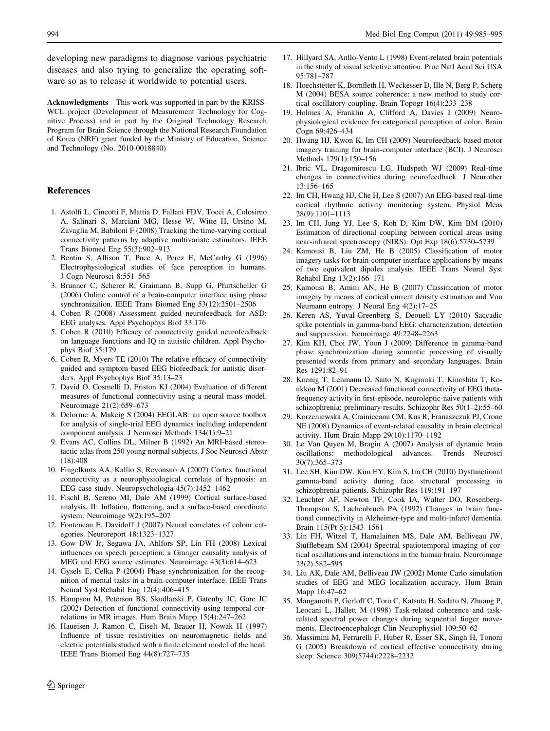developing new paradigms to diagnose various psychiatric diseases and also trying to generalize the operating software so as to release it worldwide to potential users.

**Acknowledgments** This work was supported in part by the KRISS-WCL project (Development of Measurement Technology for Cognitive Process) and in part by the Original Technology Research Program for Brain Science through the National Research Foundation of Korea (NRF) grant funded by the Ministry of Education, Science and Technology (No. 2010-0018840)

## References

1. Astolfi L, Cincotti F, Mattia D, Fallani FDV, Tocci A, Colosimo A, Salinari S, Marciani MG, Hesse W, Witte H, Ursino M, Zavaglia M, Babiloni F (2008) Tracking the time-varying cortical connectivity patterns by adaptive multivariate estimators. IEEE Trans Biomed Eng 55(3):902–913
2. Bentin S, Allison T, Puce A, Perez E, McCarthy G (1996) Electrophysiological studies of face perception in humans. J Cogn Neurosci 8:551–565
3. Brunner C, Scherer R, Graimann B, Supp G, Pfurtscheller G (2006) Online control of a brain-computer interface using phase synchronization. IEEE Trans Biomed Eng 53(12):2501–2506
4. Coben R (2008) Assessment guided neurofeedback for ASD: EEG analyses. Appl Psychophys Biof 33:176
5. Coben R (2010) Efficacy of connectivity guided neurofeedback on language functions and IQ in autistic children. Appl Psychophys Biof 35:179
6. Coben R, Myers TE (2010) The relative efficacy of connectivity guided and symptom based EEG biofeedback for autistic disorders. Appl Psychophys Biof 35:13–23
7. David O, Cosmelli D, Friston KJ (2004) Evaluation of different measures of functional connectivity using a neural mass model. Neuroimage 21(2):659–673
8. Delorme A, Makeig S (2004) EEGLAB: an open source toolbox for analysis of single-trial EEG dynamics including independent component analysis. J Neurosci Methods 134(1):9–21
9. Evans AC, Collins DL, Milner B (1992) An MRI-based stereotactic atlas from 250 young normal subjects. J Soc Neurosci Abstr (18):408
10. Fingelkurts AA, Kallio S, Revonsuo A (2007) Cortex functional connectivity as a neurophysiological correlate of hypnosis: an EEG case study. Neuropsychologia 45(7):1452–1462
11. Fischl B, Sereno MI, Dale AM (1999) Cortical surface-based analysis. II: Inflation, flattening, and a surface-based coordinate system. Neuroimage 9(2):195–207
12. Fonteneau E, Davidoff J (2007) Neural correlates of colour categories. Neuroreport 18:1323–1327
13. Gow DW Jr, Segawa JA, Ahlfors SP, Lin FH (2008) Lexical influences on speech perception: a Granger causality analysis of MEG and EEG source estimates. Neuroimage 43(3):614–623
14. Gysels E, Celka P (2004) Phase synchronization for the recognition of mental tasks in a brain-computer interface. IEEE Trans Neural Syst Rehabil Eng 12(4):406–415
15. Hampson M, Peterson BS, Skudlarski P, Gatenby JC, Gore JC (2002) Detection of functional connectivity using temporal correlations in MR images. Hum Brain Mapp 15(4):247–262
16. Haueisen J, Ramon C, Eiselt M, Brauer H, Nowak H (1997) Influence of tissue resistivities on neuromagnetic fields and electric potentials studied with a finite element model of the head. IEEE Trans Biomed Eng 44(8):727–735
17. Hillyard SA, Anllo-Vento L (1998) Event-related brain potentials in the study of visual selective attention. Proc Natl Acad Sci USA 95:781–787
18. Hoechstetter K, Bornfleth H, Weckesser D, Ille N, Berg P, Scherg M (2004) BESA source coherence: a new method to study cortical oscillatory coupling. Brain Topogr 16(4):233–238
19. Holmes A, Franklin A, Clifford A, Davies I (2009) Neurophysiological evidence for categorical perception of color. Brain Cogn 69:426–434
20. Hwang HJ, Kwon K, Im CH (2009) Neurofeedback-based motor imagery training for brain-computer interface (BCI). J Neurosci Methods 179(1):150–156
21. Ibric VL, Dragomirescu LG, Hudspeth WJ (2009) Real-time changes in connectivities during neurofeedback. J Neurother 13:156–165
22. Im CH, Hwang HJ, Che H, Lee S (2007) An EEG-based real-time cortical rhythmic activity monitoring system. Physiol Meas 28(9):1101–1113
23. Im CH, Jung YJ, Lee S, Koh D, Kim DW, Kim BM (2010) Estimation of directional coupling between cortical areas using near-infrared spectroscopy (NIRS). Opt Exp 18(6):5730–5739
24. Kamousi B, Liu ZM, He B (2005) Classification of motor imagery tasks for brain-computer interface applications by means of two equivalent dipoles analysis. IEEE Trans Neural Syst Rehabil Eng 13(2):166–171
25. Kamousi B, Amini AN, He B (2007) Classification of motor imagery by means of cortical current density estimation and Von Neumann entropy. J Neural Eng 4(2):17–25
26. Keren AS, Yuval-Greenberg S, Deouell LY (2010) Saccadic spike potentials in gamma-band EEG: characterization, detection and suppression. Neuroimage 49:2248–2263
27. Kim KH, Choi JW, Yoon J (2009) Difference in gamma-band phase synchronization during semantic processing of visually presented words from primary and secondary languages. Brain Res 1291:82–91
28. Koenig T, Lehmann D, Saito N, Kuginuki T, Kinoshita T, Koukkou M (2001) Decreased functional connectivity of EEG theta-frequency activity in first-episode, neuroleptic-naive patients with schizophrenia: preliminary results. Schizophr Res 50(1–2):55–60
29. Korzeniewska A, Crainiceanu CM, Kus R, Franaszczuk PJ, Crone NE (2008) Dynamics of event-related causality in brain electrical activity. Hum Brain Mapp 29(10):1170–1192
30. Le Van Quyen M, Bragin A (2007) Analysis of dynamic brain oscillations: methodological advances. Trends Neurosci 30(7):365–373
31. Lee SH, Kim DW, Kim EY, Kim S, Im CH (2010) Dysfunctional gamma-band activity during face structural processing in schizophrenia patients. Schizophr Res 119:191–197
32. Leuchter AF, Newton TF, Cook IA, Walter DO, Rosenberg-Thompson S, Lachenbruch PA (1992) Changes in brain functional connectivity in Alzheimer-type and multi-infarct dementia. Brain 115(Pt 5):1543–1561
33. Lin FH, Witzel T, Hamalainen MS, Dale AM, Belliveau JW, Stufflebeam SM (2004) Spectral spatiotemporal imaging of cortical oscillations and interactions in the human brain. Neuroimage 23(2):582–595
34. Liu AK, Dale AM, Belliveau JW (2002) Monte Carlo simulation studies of EEG and MEG localization accuracy. Hum Brain Mapp 16:47–62
35. Manganotti P, Gerloff C, Toro C, Katsuta H, Sadato N, Zhuang P, Leocani L, Hallett M (1998) Task-related coherence and task-related spectral power changes during sequential finger movements. Electroencephalogr Clin Neurophysiol 109:50–62
36. Massimini M, Ferrarelli F, Huber R, Esser SK, Singh H, Tononi G (2005) Breakdown of cortical effective connectivity during sleep. Science 309(5744):2228–2232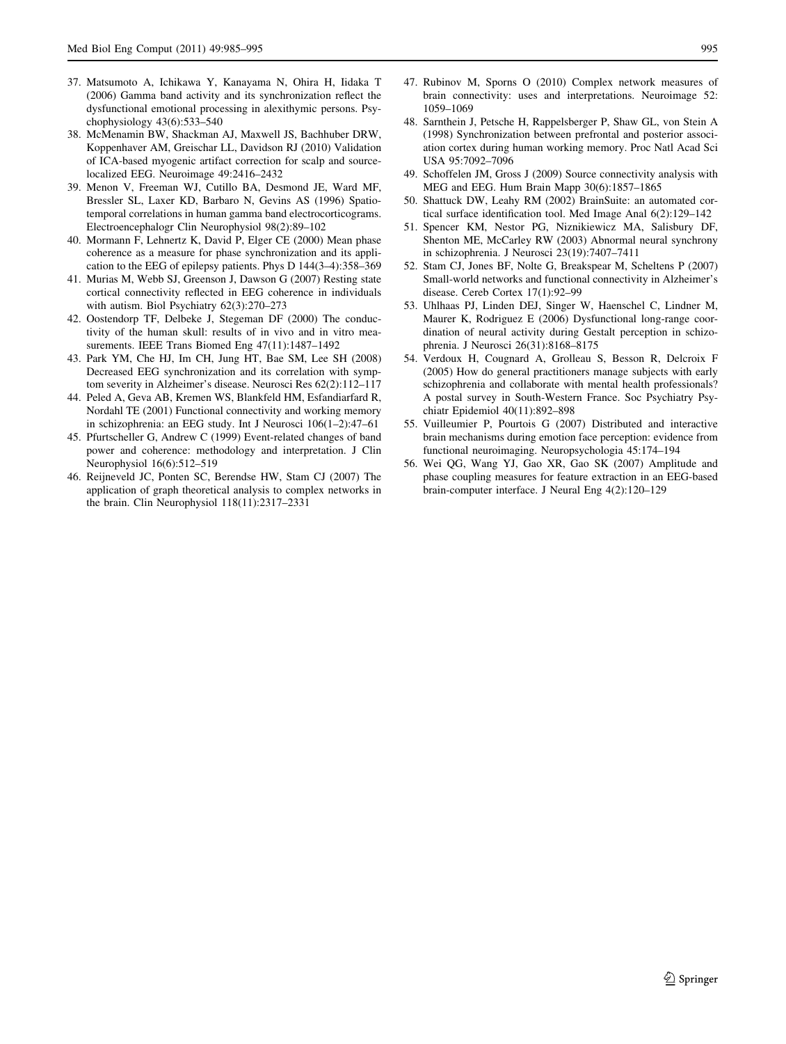37. Matsumoto A, Ichikawa Y, Kanayama N, Ohira H, Iidaka T (2006) Gamma band activity and its synchronization reflect the dysfunctional emotional processing in alexithymic persons. Psychophysiology 43(6):533–540
38. McMenamin BW, Shackman AJ, Maxwell JS, Bachhuber DRW, Koppenhaver AM, Greischar LL, Davidson RJ (2010) Validation of ICA-based myogenic artifact correction for scalp and source-localized EEG. Neuroimage 49:2416–2432
39. Menon V, Freeman WJ, Cutillo BA, Desmond JE, Ward MF, Bressler SL, Laxer KD, Barbaro N, Gevins AS (1996) Spatio-temporal correlations in human gamma band electrocorticograms. Electroencephalogr Clin Neurophysiol 98(2):89–102
40. Mormann F, Lehnertz K, David P, Elger CE (2000) Mean phase coherence as a measure for phase synchronization and its application to the EEG of epilepsy patients. Phys D 144(3–4):358–369
41. Murias M, Webb SJ, Greenson J, Dawson G (2007) Resting state cortical connectivity reflected in EEG coherence in individuals with autism. Biol Psychiatry 62(3):270–273
42. Oostendorp TF, Delbeke J, Stegeman DF (2000) The conductivity of the human skull: results of in vivo and in vitro measurements. IEEE Trans Biomed Eng 47(11):1487–1492
43. Park YM, Che HJ, Im CH, Jung HT, Bae SM, Lee SH (2008) Decreased EEG synchronization and its correlation with symptom severity in Alzheimer's disease. Neurosci Res 62(2):112–117
44. Peled A, Geva AB, Kremen WS, Blankfeld HM, Esfandiarfard R, Nordahl TE (2001) Functional connectivity and working memory in schizophrenia: an EEG study. Int J Neurosci 106(1–2):47–61
45. Pfurtscheller G, Andrew C (1999) Event-related changes of band power and coherence: methodology and interpretation. J Clin Neurophysiol 16(6):512–519
46. Reijneveld JC, Ponten SC, Berendse HW, Stam CJ (2007) The application of graph theoretical analysis to complex networks in the brain. Clin Neurophysiol 118(11):2317–2331
47. Rubinov M, Sporns O (2010) Complex network measures of brain connectivity: uses and interpretations. Neuroimage 52: 1059–1069
48. Sarnthein J, Petsche H, Rappelsberger P, Shaw GL, von Stein A (1998) Synchronization between prefrontal and posterior association cortex during human working memory. Proc Natl Acad Sci USA 95:7092–7096
49. Schoffelen JM, Gross J (2009) Source connectivity analysis with MEG and EEG. Hum Brain Mapp 30(6):1857–1865
50. Shattuck DW, Leahy RM (2002) BrainSuite: an automated cortical surface identification tool. Med Image Anal 6(2):129–142
51. Spencer KM, Nestor PG, Niznikiewicz MA, Salisbury DF, Shenton ME, McCarley RW (2003) Abnormal neural synchrony in schizophrenia. J Neurosci 23(19):7407–7411
52. Stam CJ, Jones BF, Nolte G, Breakspear M, Scheltens P (2007) Small-world networks and functional connectivity in Alzheimer's disease. Cereb Cortex 17(1):92–99
53. Uhlhaas PJ, Linden DEJ, Singer W, Haenschel C, Lindner M, Maurer K, Rodriguez E (2006) Dysfunctional long-range coordination of neural activity during Gestalt perception in schizophrenia. J Neurosci 26(31):8168–8175
54. Verdoux H, Cougnard A, Grolleau S, Besson R, Delcroix F (2005) How do general practitioners manage subjects with early schizophrenia and collaborate with mental health professionals? A postal survey in South-Western France. Soc Psychiatry Psychiatr Epidemiol 40(11):892–898
55. Vuilleumier P, Pourtois G (2007) Distributed and interactive brain mechanisms during emotion face perception: evidence from functional neuroimaging. Neuropsychologia 45:174–194
56. Wei QG, Wang YJ, Gao XR, Gao SK (2007) Amplitude and phase coupling measures for feature extraction in an EEG-based brain-computer interface. J Neural Eng 4(2):120–129